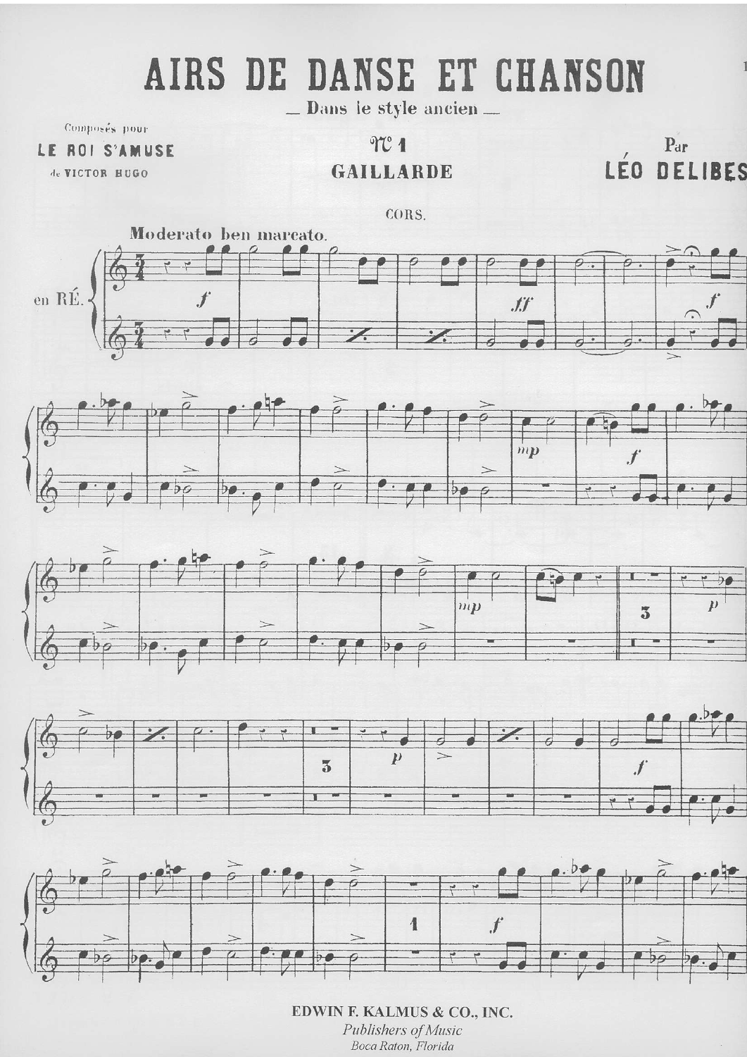# AIRS DE DANSE ET CHANSON

— Dans le style ancien —

Composés pour
**LE ROI S'AMUSE**
de VICTOR HUGO

## Nº 1
## GAILLARDE

Par
**LÉO DELIBES**

CORS.

Moderato ben marcato.

en RÉ.

**EDWIN F. KALMUS & CO., INC.**
*Publishers of Music*
*Boca Raton, Florida*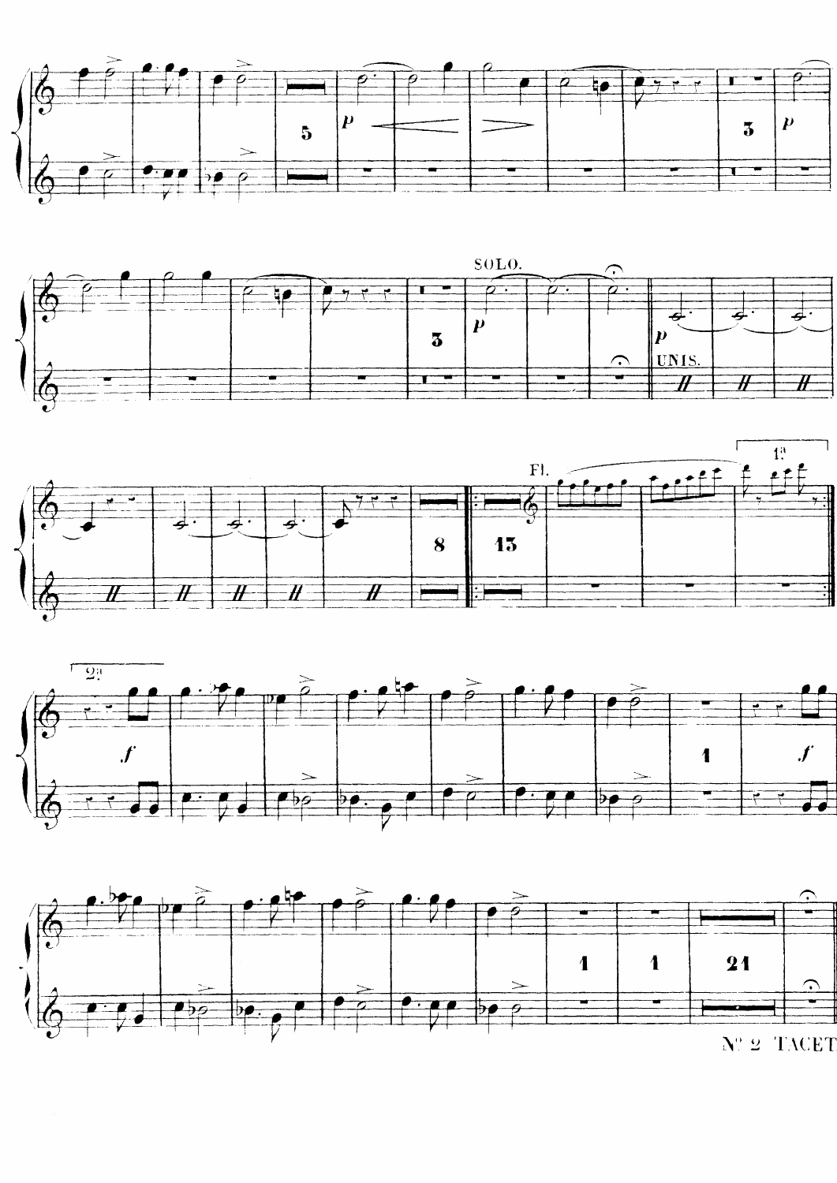Nº 2 TACET.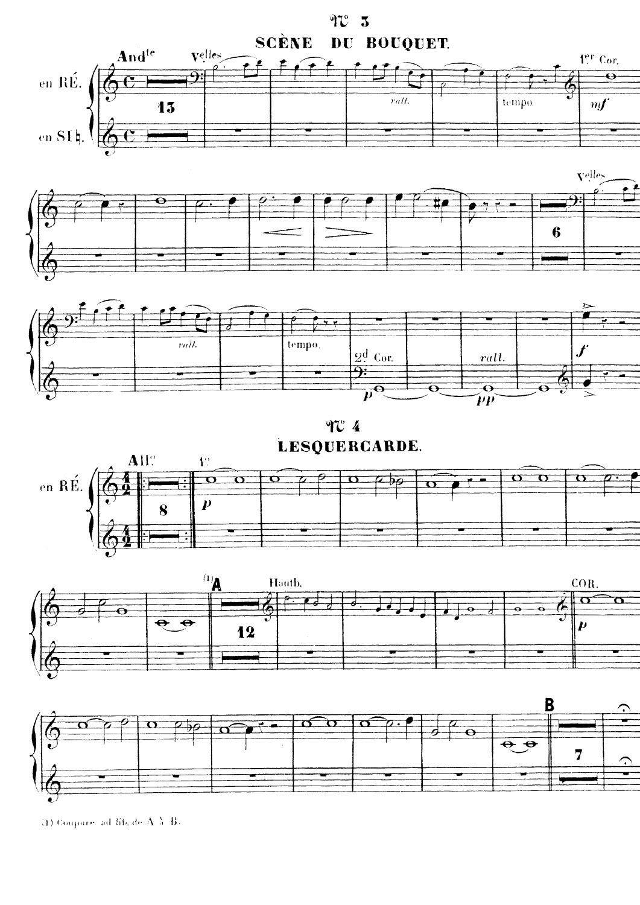## Nº 3

### SCÈNE DU BOUQUET.

## Nº 4

### LESQUERCARDE.

(1) Coupure ad lib. de A à B.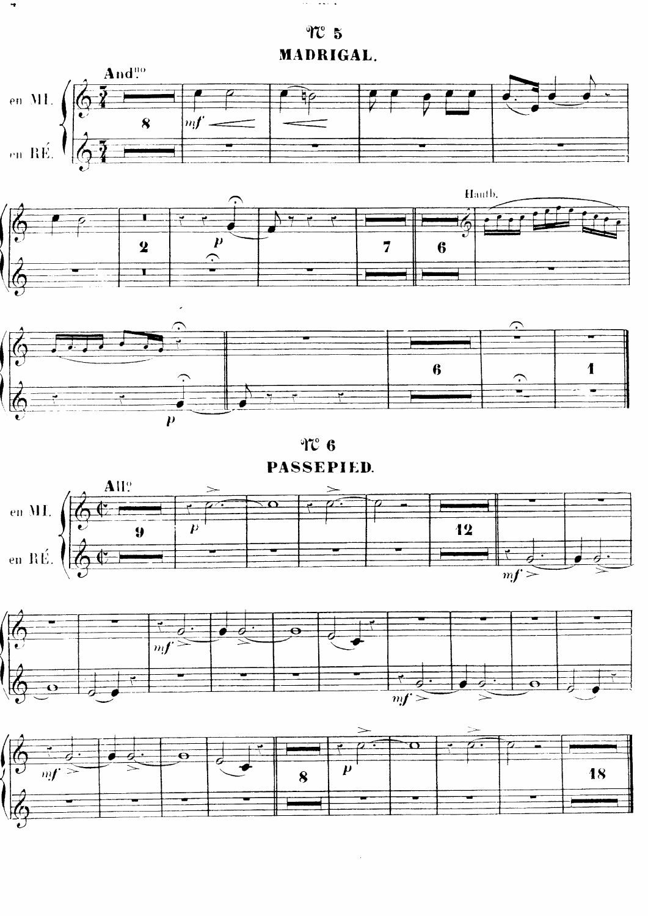## № 5

### MADRIGAL.

Andno

en MI.

en RÉ.

Hautb.

## № 6

### PASSEPIED.

Allo

en MI.

en RÉ.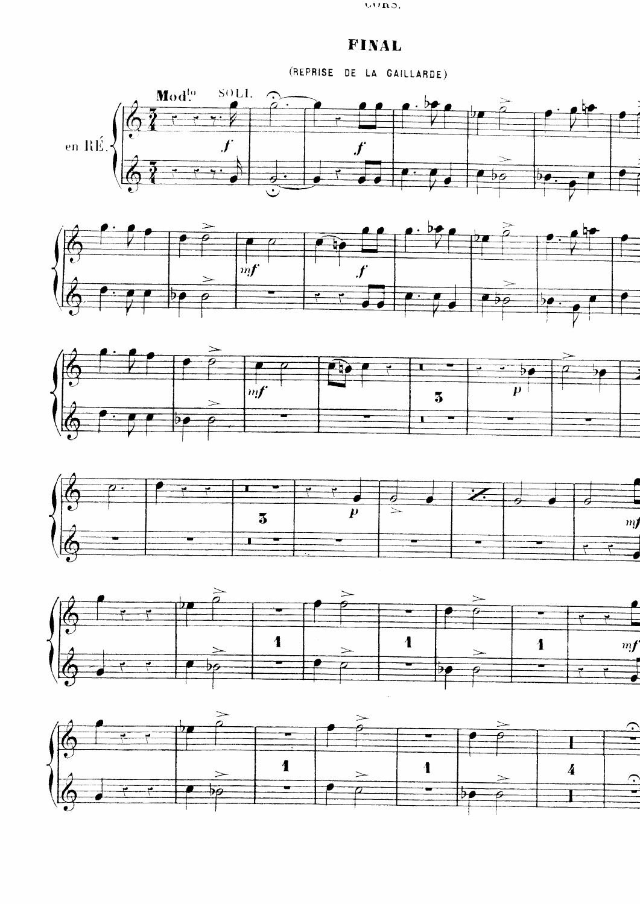# FINAL

(REPRISE DE LA GAILLARDE)

Mod.to SOLI.

en RÉ.